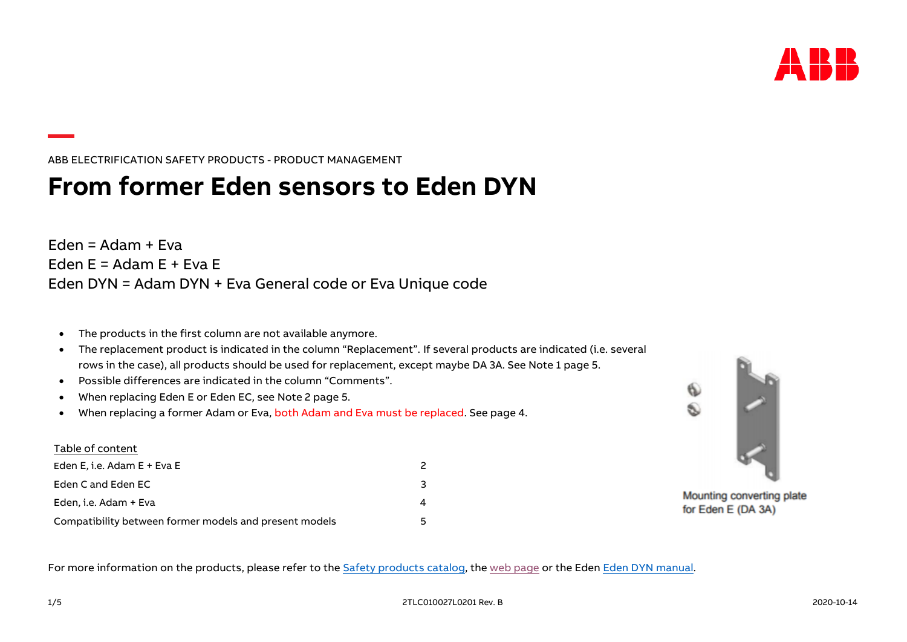ABB ELECTRIFICATION SAFETY PRODUCTS - PRODUCT MANAGEMENT

# From former Eden sensors to Eden DYN

Eden = Adam + Eva
Eden E = Adam E + Eva E
Eden DYN = Adam DYN + Eva General code or Eva Unique code

- The products in the first column are not available anymore.
- The replacement product is indicated in the column "Replacement". If several products are indicated (i.e. several rows in the case), all products should be used for replacement, except maybe DA 3A. See Note 1 page 5.
- Possible differences are indicated in the column "Comments".
- When replacing Eden E or Eden EC, see Note 2 page 5.
- When replacing a former Adam or Eva, both Adam and Eva must be replaced. See page 4.

Mounting converting plate for Eden E (DA 3A)

Table of content

| | |
|---|---|
| Eden E, i.e. Adam E + Eva E | 2 |
| Eden C and Eden EC | 3 |
| Eden, i.e. Adam + Eva | 4 |
| Compatibility between former models and present models | 5 |

For more information on the products, please refer to the Safety products catalog, the web page or the Eden Eden DYN manual.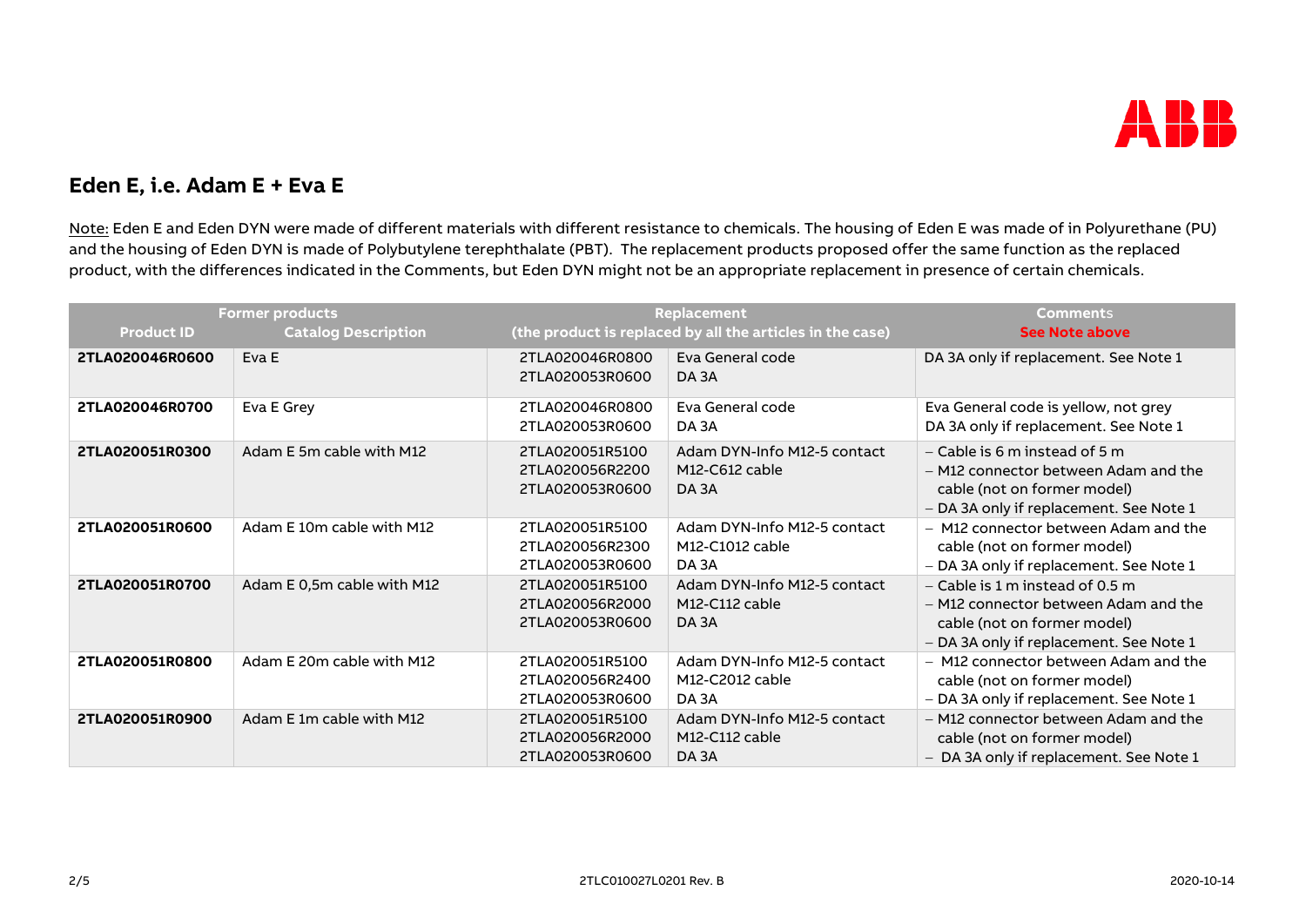## Eden E, i.e. Adam E + Eva E

Note: Eden E and Eden DYN were made of different materials with different resistance to chemicals. The housing of Eden E was made of in Polyurethane (PU) and the housing of Eden DYN is made of Polybutylene terephthalate (PBT). The replacement products proposed offer the same function as the replaced product, with the differences indicated in the Comments, but Eden DYN might not be an appropriate replacement in presence of certain chemicals.

| Former products | | Replacement (the product is replaced by all the articles in the case) | | Comments See Note above |
|---|---|---|---|---|
| **Product ID** | **Catalog Description** | | | |
| **2TLA020046R0600** | Eva E | 2TLA020046R0800<br>2TLA020053R0600 | Eva General code<br>DA 3A | DA 3A only if replacement. See Note 1 |
| **2TLA020046R0700** | Eva E Grey | 2TLA020046R0800<br>2TLA020053R0600 | Eva General code<br>DA 3A | Eva General code is yellow, not grey<br>DA 3A only if replacement. See Note 1 |
| **2TLA020051R0300** | Adam E 5m cable with M12 | 2TLA020051R5100<br>2TLA020056R2200<br>2TLA020053R0600 | Adam DYN-Info M12-5 contact<br>M12-C612 cable<br>DA 3A | – Cable is 6 m instead of 5 m<br>– M12 connector between Adam and the cable (not on former model)<br>– DA 3A only if replacement. See Note 1 |
| **2TLA020051R0600** | Adam E 10m cable with M12 | 2TLA020051R5100<br>2TLA020056R2300<br>2TLA020053R0600 | Adam DYN-Info M12-5 contact<br>M12-C1012 cable<br>DA 3A | – M12 connector between Adam and the cable (not on former model)<br>– DA 3A only if replacement. See Note 1 |
| **2TLA020051R0700** | Adam E 0,5m cable with M12 | 2TLA020051R5100<br>2TLA020056R2000<br>2TLA020053R0600 | Adam DYN-Info M12-5 contact<br>M12-C112 cable<br>DA 3A | – Cable is 1 m instead of 0.5 m<br>– M12 connector between Adam and the cable (not on former model)<br>– DA 3A only if replacement. See Note 1 |
| **2TLA020051R0800** | Adam E 20m cable with M12 | 2TLA020051R5100<br>2TLA020056R2400<br>2TLA020053R0600 | Adam DYN-Info M12-5 contact<br>M12-C2012 cable<br>DA 3A | – M12 connector between Adam and the cable (not on former model)<br>– DA 3A only if replacement. See Note 1 |
| **2TLA020051R0900** | Adam E 1m cable with M12 | 2TLA020051R5100<br>2TLA020056R2000<br>2TLA020053R0600 | Adam DYN-Info M12-5 contact<br>M12-C112 cable<br>DA 3A | – M12 connector between Adam and the cable (not on former model)<br>– DA 3A only if replacement. See Note 1 |

2TLC010027L0201 Rev. B

2020-10-14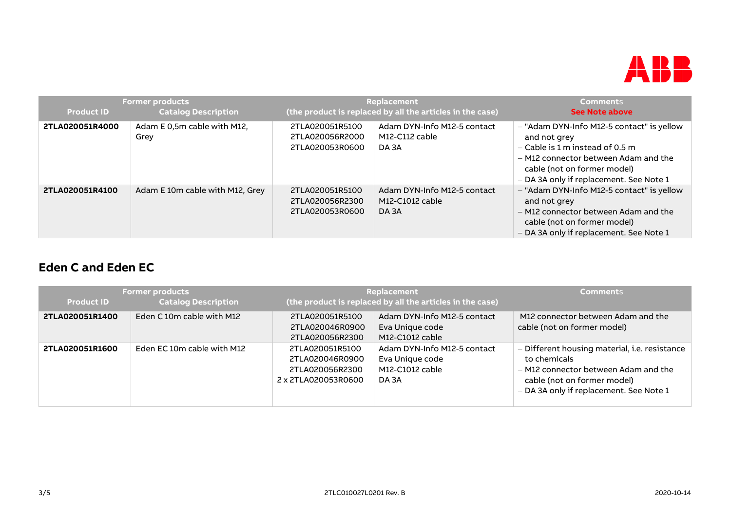| Former products | | Replacement (the product is replaced by all the articles in the case) | | Comments See Note above |
|---|---|---|---|---|
| **Product ID** | **Catalog Description** | | | |
| **2TLA020051R4000** | Adam E 0,5m cable with M12, Grey | 2TLA020051R5100<br>2TLA020056R2000<br>2TLA020053R0600 | Adam DYN-Info M12-5 contact<br>M12-C112 cable<br>DA 3A | – "Adam DYN-Info M12-5 contact" is yellow and not grey<br>– Cable is 1 m instead of 0.5 m<br>– M12 connector between Adam and the cable (not on former model)<br>– DA 3A only if replacement. See Note 1 |
| **2TLA020051R4100** | Adam E 10m cable with M12, Grey | 2TLA020051R5100<br>2TLA020056R2300<br>2TLA020053R0600 | Adam DYN-Info M12-5 contact<br>M12-C1012 cable<br>DA 3A | – "Adam DYN-Info M12-5 contact" is yellow and not grey<br>– M12 connector between Adam and the cable (not on former model)<br>– DA 3A only if replacement. See Note 1 |

## Eden C and Eden EC

| Former products | | Replacement (the product is replaced by all the articles in the case) | | Comments |
|---|---|---|---|---|
| **Product ID** | **Catalog Description** | | | |
| **2TLA020051R1400** | Eden C 10m cable with M12 | 2TLA020051R5100<br>2TLA020046R0900<br>2TLA020056R2300 | Adam DYN-Info M12-5 contact<br>Eva Unique code<br>M12-C1012 cable | M12 connector between Adam and the cable (not on former model) |
| **2TLA020051R1600** | Eden EC 10m cable with M12 | 2TLA020051R5100<br>2TLA020046R0900<br>2TLA020056R2300<br>2 x 2TLA020053R0600 | Adam DYN-Info M12-5 contact<br>Eva Unique code<br>M12-C1012 cable<br>DA 3A | – Different housing material, i.e. resistance to chemicals<br>– M12 connector between Adam and the cable (not on former model)<br>– DA 3A only if replacement. See Note 1 |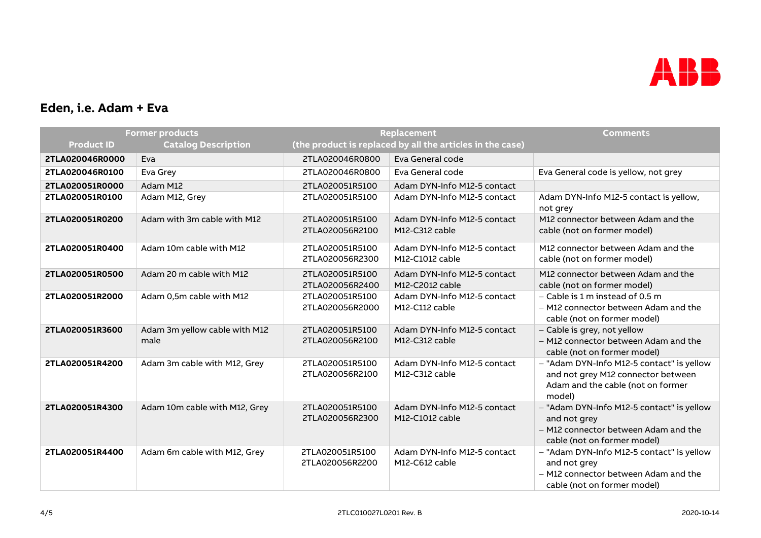## Eden, i.e. Adam + Eva

| Former products | | Replacement (the product is replaced by all the articles in the case) | | Comments |
|---|---|---|---|---|
| **Product ID** | **Catalog Description** | | | |
| **2TLA020046R0000** | Eva | 2TLA020046R0800 | Eva General code | |
| **2TLA020046R0100** | Eva Grey | 2TLA020046R0800 | Eva General code | Eva General code is yellow, not grey |
| **2TLA020051R0000** | Adam M12 | 2TLA020051R5100 | Adam DYN-Info M12-5 contact | |
| **2TLA020051R0100** | Adam M12, Grey | 2TLA020051R5100 | Adam DYN-Info M12-5 contact | Adam DYN-Info M12-5 contact is yellow, not grey |
| **2TLA020051R0200** | Adam with 3m cable with M12 | 2TLA020051R5100<br>2TLA020056R2100 | Adam DYN-Info M12-5 contact<br>M12-C312 cable | M12 connector between Adam and the cable (not on former model) |
| **2TLA020051R0400** | Adam 10m cable with M12 | 2TLA020051R5100<br>2TLA020056R2300 | Adam DYN-Info M12-5 contact<br>M12-C1012 cable | M12 connector between Adam and the cable (not on former model) |
| **2TLA020051R0500** | Adam 20 m cable with M12 | 2TLA020051R5100<br>2TLA020056R2400 | Adam DYN-Info M12-5 contact<br>M12-C2012 cable | M12 connector between Adam and the cable (not on former model) |
| **2TLA020051R2000** | Adam 0,5m cable with M12 | 2TLA020051R5100<br>2TLA020056R2000 | Adam DYN-Info M12-5 contact<br>M12-C112 cable | – Cable is 1 m instead of 0.5 m<br>– M12 connector between Adam and the cable (not on former model) |
| **2TLA020051R3600** | Adam 3m yellow cable with M12 male | 2TLA020051R5100<br>2TLA020056R2100 | Adam DYN-Info M12-5 contact<br>M12-C312 cable | – Cable is grey, not yellow<br>– M12 connector between Adam and the cable (not on former model) |
| **2TLA020051R4200** | Adam 3m cable with M12, Grey | 2TLA020051R5100<br>2TLA020056R2100 | Adam DYN-Info M12-5 contact<br>M12-C312 cable | – "Adam DYN-Info M12-5 contact" is yellow and not grey M12 connector between Adam and the cable (not on former model) |
| **2TLA020051R4300** | Adam 10m cable with M12, Grey | 2TLA020051R5100<br>2TLA020056R2300 | Adam DYN-Info M12-5 contact<br>M12-C1012 cable | – "Adam DYN-Info M12-5 contact" is yellow and not grey<br>– M12 connector between Adam and the cable (not on former model) |
| **2TLA020051R4400** | Adam 6m cable with M12, Grey | 2TLA020051R5100<br>2TLA020056R2200 | Adam DYN-Info M12-5 contact<br>M12-C612 cable | – "Adam DYN-Info M12-5 contact" is yellow and not grey<br>– M12 connector between Adam and the cable (not on former model) |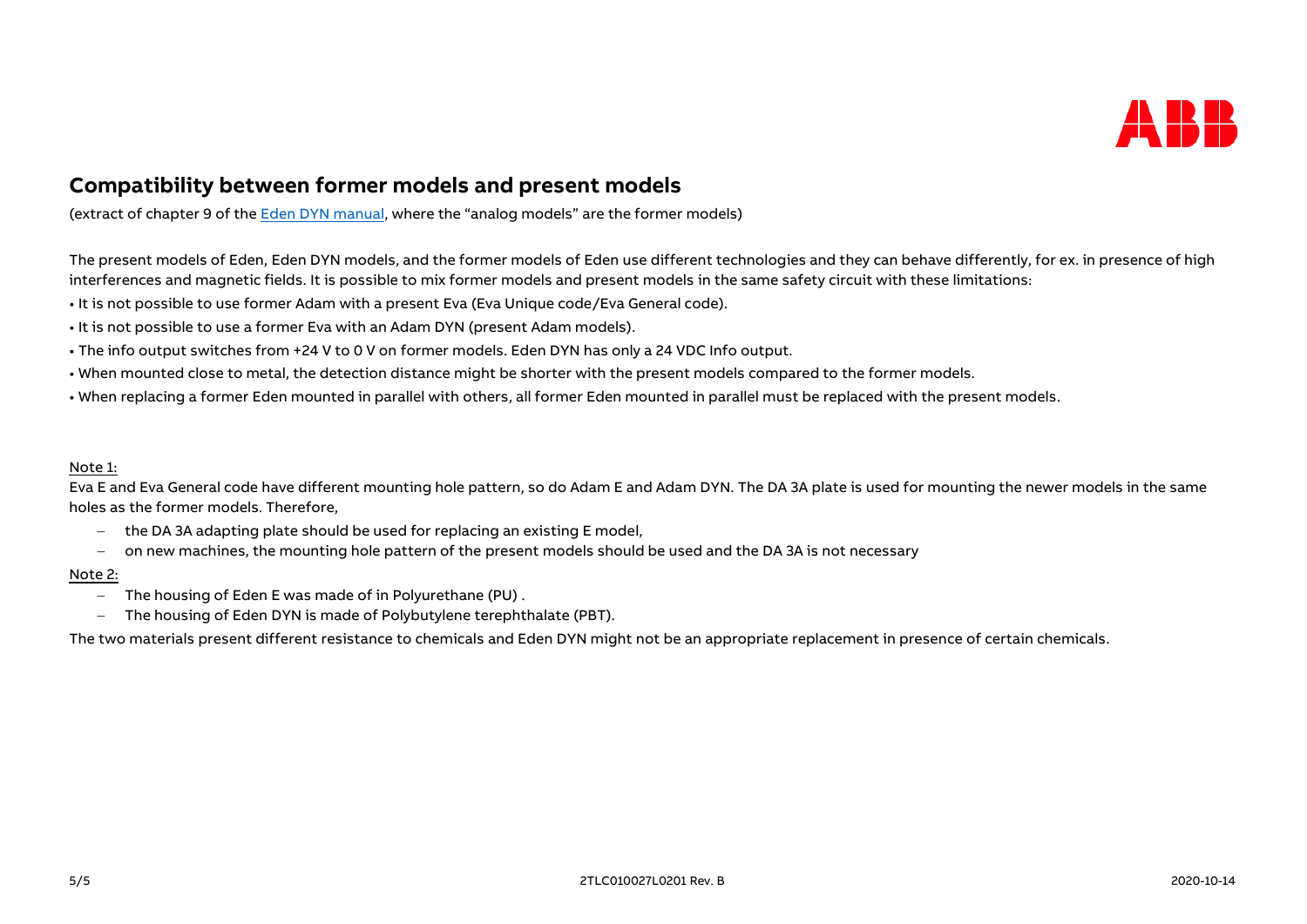## Compatibility between former models and present models

(extract of chapter 9 of the Eden DYN manual, where the “analog models” are the former models)

The present models of Eden, Eden DYN models, and the former models of Eden use different technologies and they can behave differently, for ex. in presence of high interferences and magnetic fields. It is possible to mix former models and present models in the same safety circuit with these limitations:

- It is not possible to use former Adam with a present Eva (Eva Unique code/Eva General code).
- It is not possible to use a former Eva with an Adam DYN (present Adam models).
- The info output switches from +24 V to 0 V on former models. Eden DYN has only a 24 VDC Info output.
- When mounted close to metal, the detection distance might be shorter with the present models compared to the former models.
- When replacing a former Eden mounted in parallel with others, all former Eden mounted in parallel must be replaced with the present models.

Note 1:

Eva E and Eva General code have different mounting hole pattern, so do Adam E and Adam DYN. The DA 3A plate is used for mounting the newer models in the same holes as the former models. Therefore,

- the DA 3A adapting plate should be used for replacing an existing E model,
- on new machines, the mounting hole pattern of the present models should be used and the DA 3A is not necessary

Note 2:

- The housing of Eden E was made of in Polyurethane (PU) .
- The housing of Eden DYN is made of Polybutylene terephthalate (PBT).

The two materials present different resistance to chemicals and Eden DYN might not be an appropriate replacement in presence of certain chemicals.